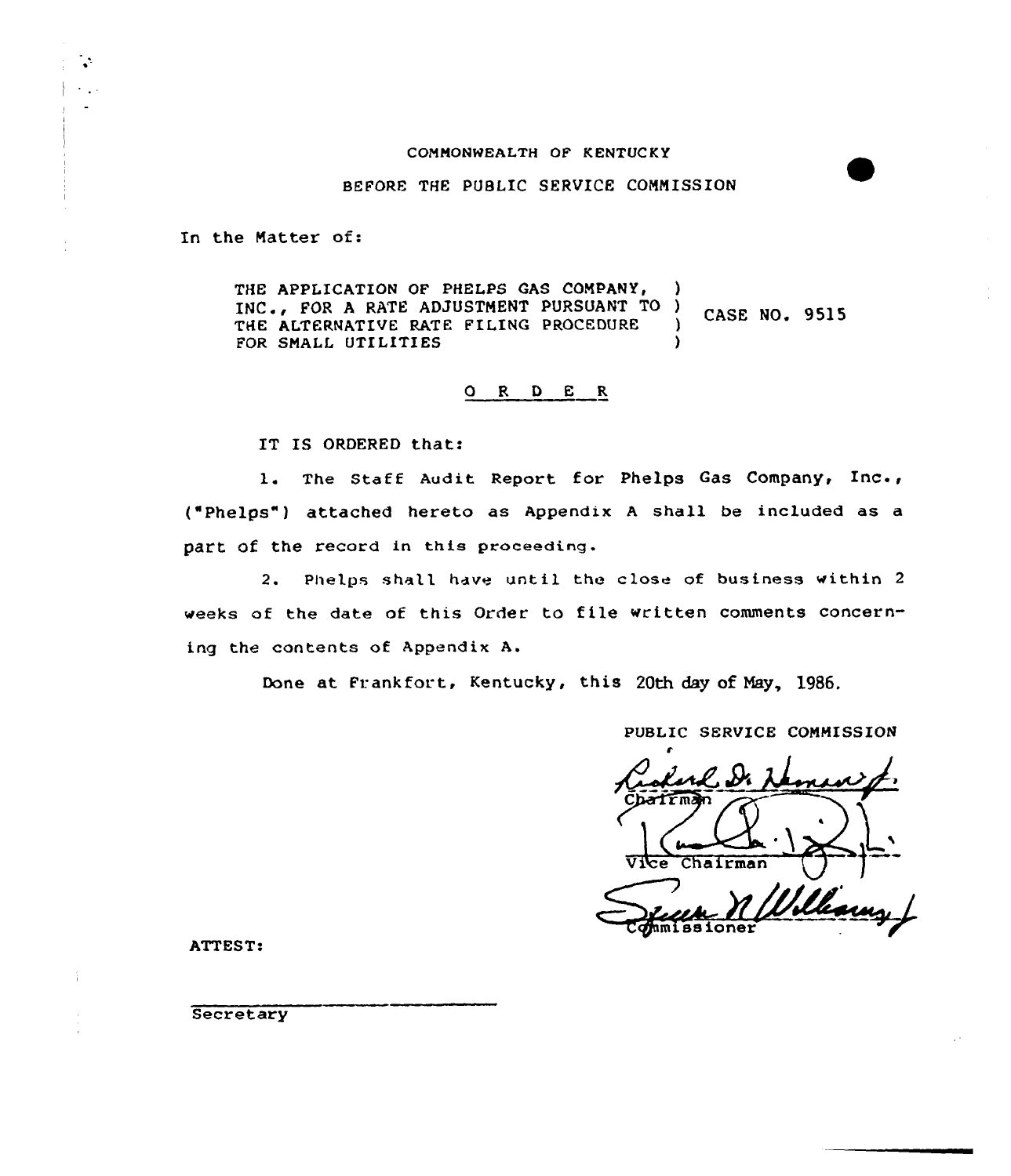COMMONWEALTH OF KENTUCKY

BEFORE THE PUBLIC SERVICE COMMISSION

In the Matter of:

THE APPLICATION OF PHELPS GAS COMPANY, INC., FOR A RATE ADJUSTMENT PURSUANT TO THE ALTERNATIVE RATE FILING PROCEDURE FOR SMALL UTILITIES ) CASE NO. 9515

O R D E R

IT IS ORDERED that:

1. The Staff Audit Report for Phelps Gas Company, Inc., ("Phelps") attached hereto as Appendix A shall be included as a part of the record in this proceeding.

2. Phelps shall have until the close of business within 2 weeks of the date of this Order to file written comments concerning the contents of Appendix A.

Done at Frankfort, Kentucky, this 20th day of May, 1986.

PUBLIC SERVICE COMMISSION

Chairman

Vice Chairman

Commissioner

ATTEST:

Secretary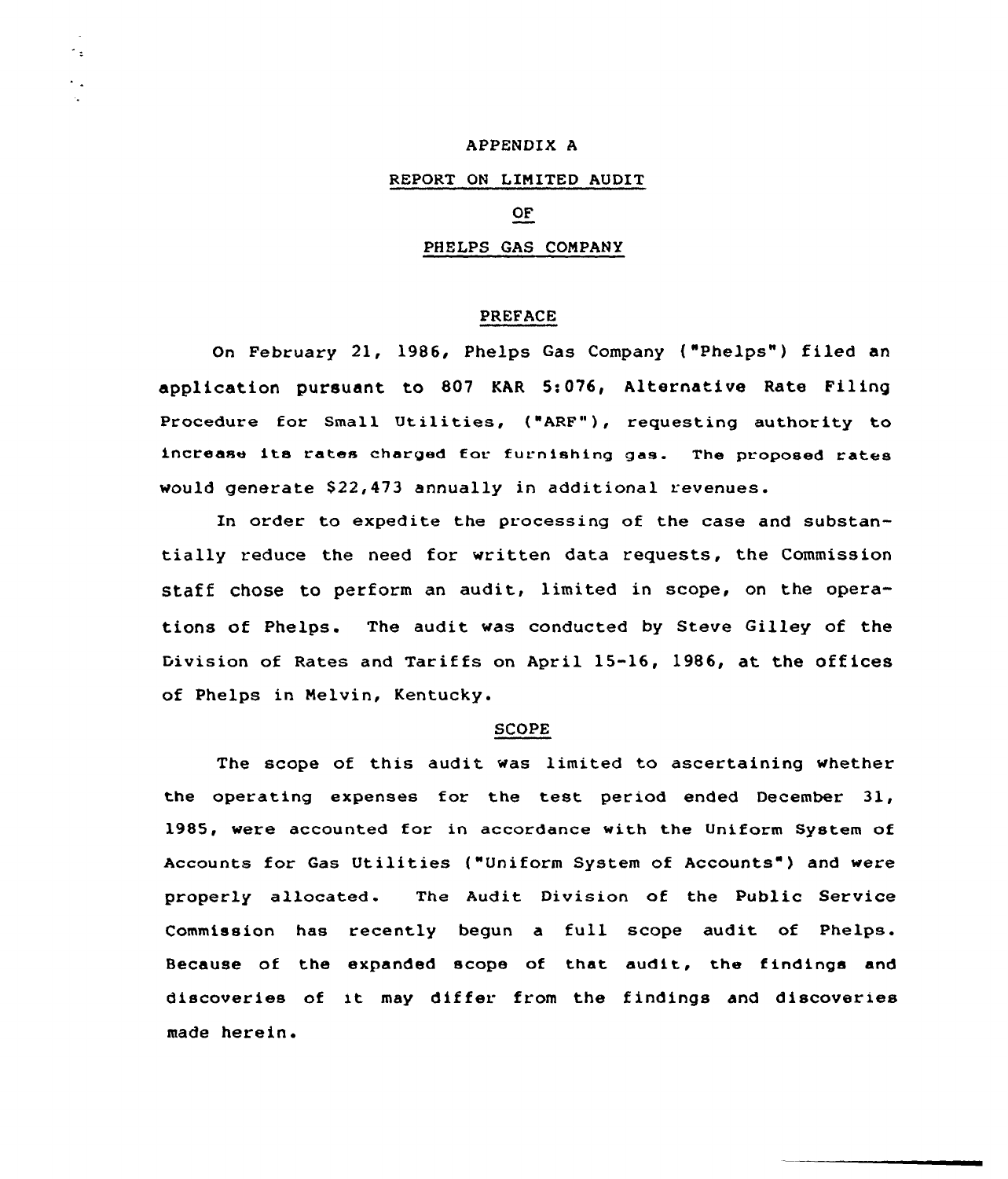# APPENDIX A

## REPORT ON LIMITED AUDIT

## OF

## PHELPS GAS COMPANY

### PREFACE

On February 21, 1986, Phelps Gas Company ("Phelps") filed an application pursuant to 807 KAR 5:076, Alternative Rate Filing Procedure for Small Utilities, ("ARF"), requesting authority to increase its rates charged for furnishing gas. The proposed rates would generate $22,473 annually in additional revenues.

In order to expedite the processing of the case and substantially reduce the need for written data requests, the Commission staff chose to perform an audit, limited in scope, on the operations of Phelps. The audit was conducted by Steve Gilley of the Division of Rates and Tariffs on April 15-16, 1986, at the offices of Phelps in Melvin, Kentucky.

### SCOPE

The scope of this audit was limited to ascertaining whether the operating expenses for the test period ended December 31, 1985, were accounted for in accordance with the Uniform System of Accounts for Gas Utilities ("Uniform System of Accounts") and were properly allocated. The Audit Division of the Public Service Commission has recently begun a full scope audit of Phelps. Because of the expanded scope of that audit, the findings and discoveries of it may differ from the findings and discoveries made herein.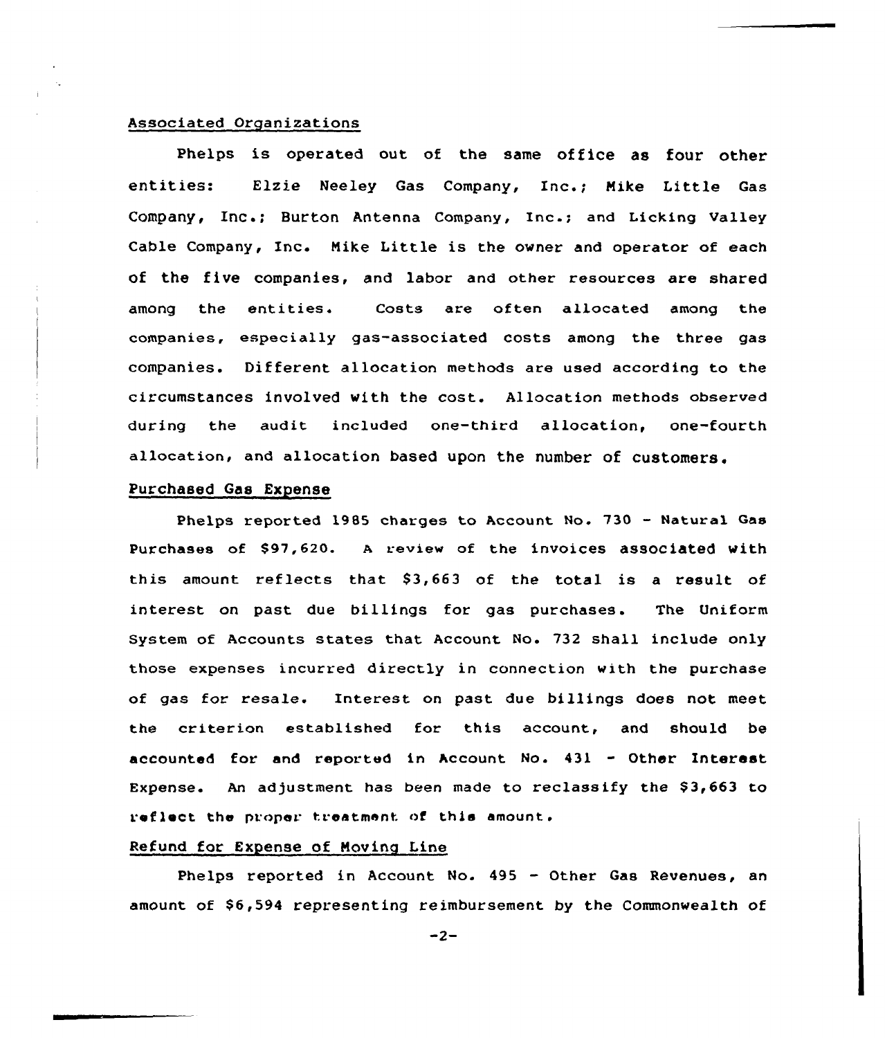## Associated Organizations

Phelps is operated out of the same office as four other entities: Elzie Neeley Gas Company, Inc.; Mike Little Gas Company, Inc.; Burton Antenna Company, Inc.; and Licking Valley Cable Company, Inc. Mike Little is the owner and operator of each of the five companies, and labor and other resources are shared among the entities. Costs are often allocated among the companies, especially gas-associated costs among the three gas companies. Different allocation methods are used according to the circumstances involved with the cost. Allocation methods observed during the audit included one-third allocation, one-fourth allocation, and allocation based upon the number of customers.

## Purchased Gas Expense

Phelps reported 1985 charges to Account No. 730 - Natural Gas Purchases of $97,620. A review of the invoices associated with this amount reflects that $3,663 of the total is a result of interest on past due billings for gas purchases. The Uniform System of Accounts states that Account No. 732 shall include only those expenses incurred directly in connection with the purchase of gas for resale. Interest on past due billings does not meet the criterion established for this account, and should be accounted for and reported in Account No. 431 - Other Interest Expense. An adjustment has been made to reclassify the $3,663 to reflect the proper treatment of this amount.

## Refund for Expense of Moving Line

Phelps reported in Account No. 495 - Other Gas Revenues, an amount of $6,594 representing reimbursement by the Commonwealth of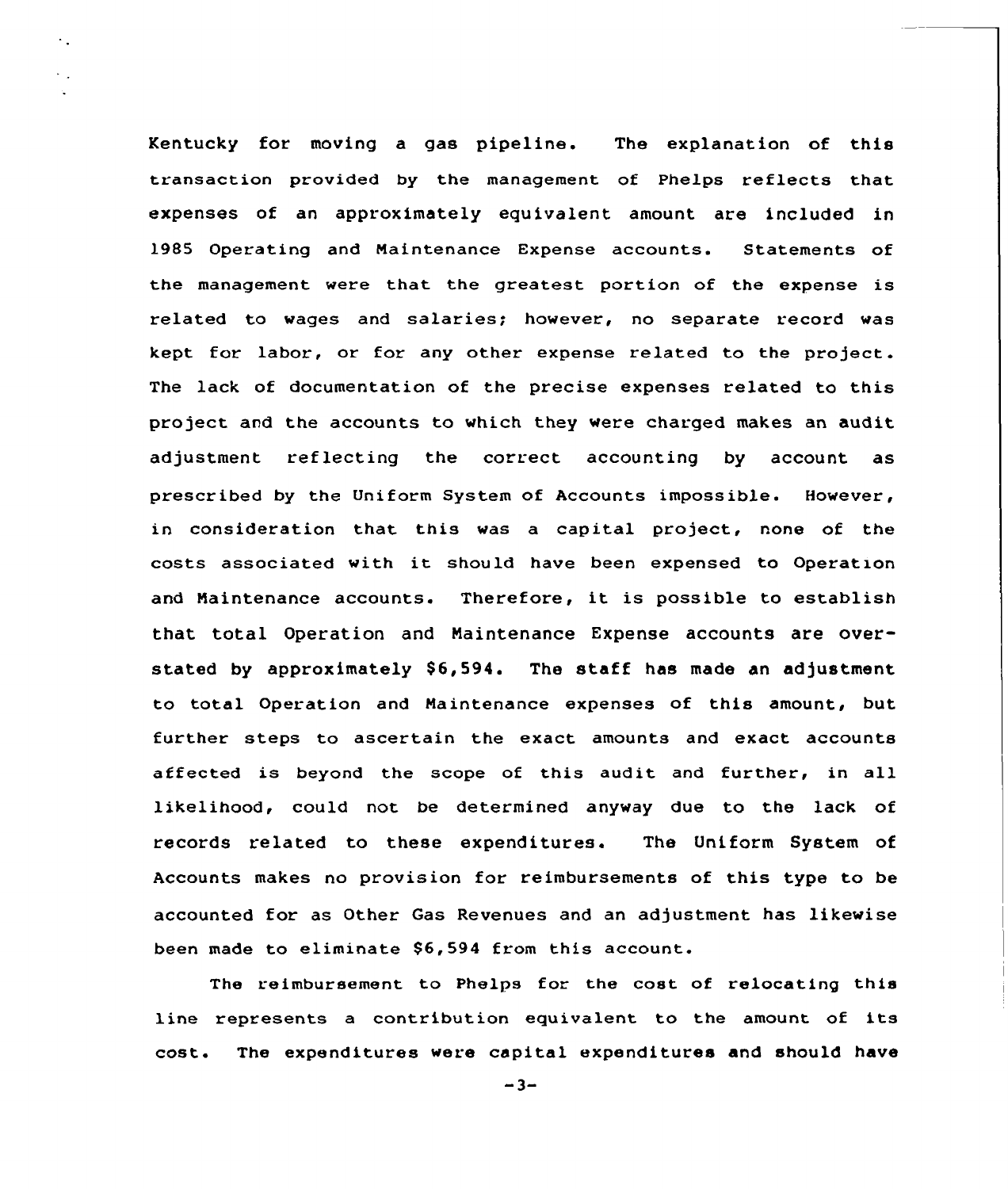Kentucky for moving a gas pipeline. The explanation of this transaction provided by the management of Phelps reflects that expenses of an approximately equivalent amount are included in 1985 Operating and Maintenance Expense accounts. Statements of the management were that the greatest portion of the expense is related to wages and salaries; however, no separate record was kept for labor, or for any other expense related to the project. The lack of documentation of the precise expenses related to this project and the accounts to which they were charged makes an audit adjustment reflecting the correct accounting by account as prescribed by the Uniform System of Accounts impossible. However, in consideration that this was a capital project, none of the costs associated with it should have been expensed to Operation and Maintenance accounts. Therefore, it is possible to establish that total Operation and Maintenance Expense accounts are overstated by approximately $6,594. The staff has made an adjustment to total Operation and Maintenance expenses of this amount, but further steps to ascertain the exact amounts and exact accounts affected is beyond the scope of this audit and further, in all likelihood, could not be determined anyway due to the lack of records related to these expenditures. The Uniform System of Accounts makes no provision for reimbursements of this type to be accounted for as Other Gas Revenues and an adjustment has likewise been made to eliminate $6,594 from this account.

The reimbursement to Phelps for the cost of relocating this line represents a contribution equivalent to the amount of its cost. The expenditures were capital expenditures and should have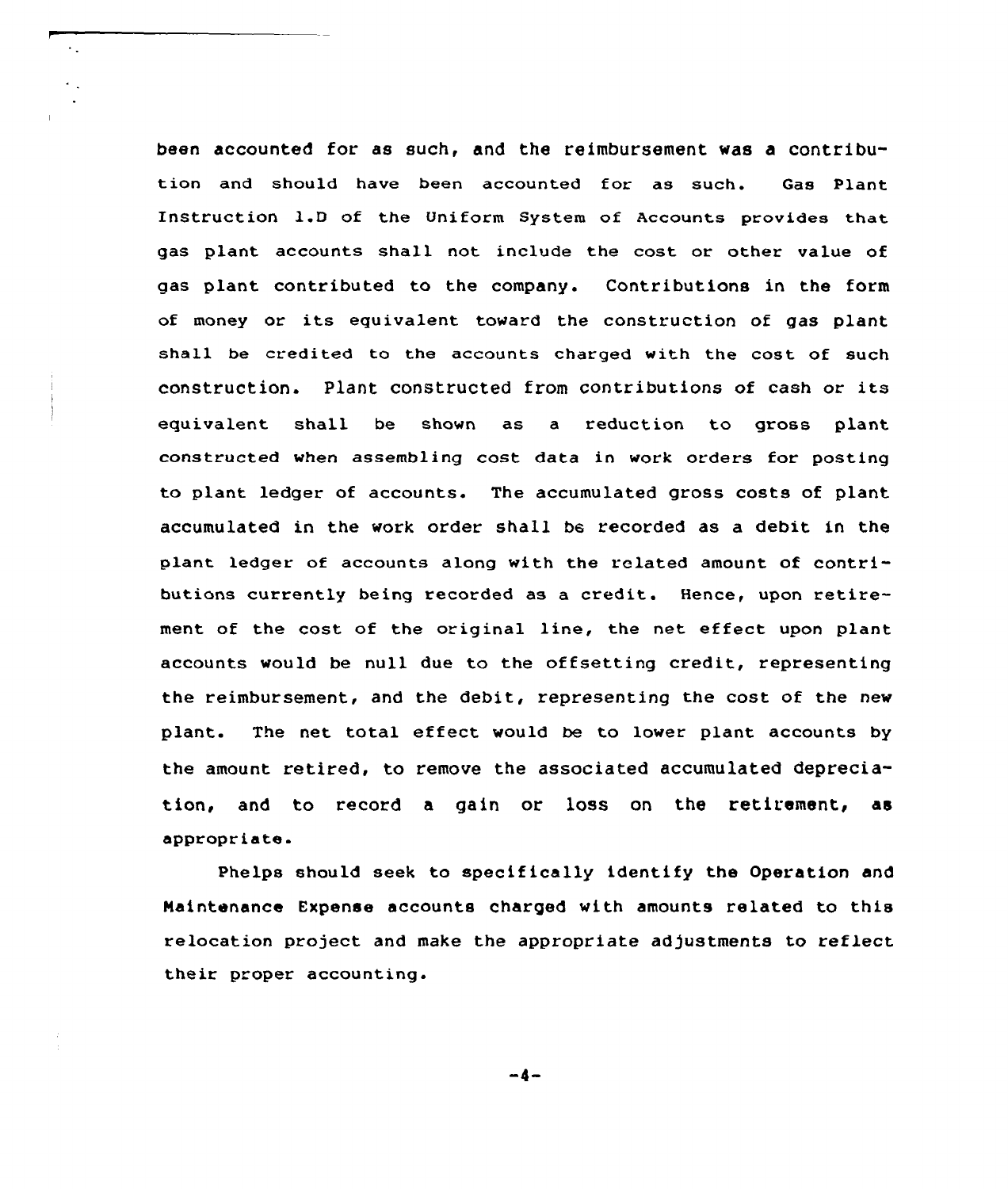been accounted for as such, and the reimbursement was a contribution and should have been accounted for as such. Gas Plant Instruction 1.D of the Uniform System of Accounts provides that gas plant accounts shall not include the cost or other value of gas plant contributed to the company. Contributions in the form of money or its equivalent toward the construction of gas plant shall be credited to the accounts charged with the cost of such construction. Plant constructed from contributions of cash or its equivalent shall be shown as a reduction to gross plant constructed when assembling cost data in work orders for posting to plant ledger of accounts. The accumulated gross costs of plant accumulated in the work order shall be recorded as a debit in the plant ledger of accounts along with the related amount of contributions currently being recorded as a credit. Hence, upon retirement of the cost of the original line, the net effect upon plant accounts would be null due to the offsetting credit, representing the reimbursement, and the debit, representing the cost of the new plant. The net total effect would be to lower plant accounts by the amount retired, to remove the associated accumulated depreciation, and to record a gain or loss on the retirement, as appropriate.

Phelps should seek to specifically identify the Operation and Maintenance Expense accounts charged with amounts related to this relocation project and make the appropriate adjustments to reflect their proper accounting.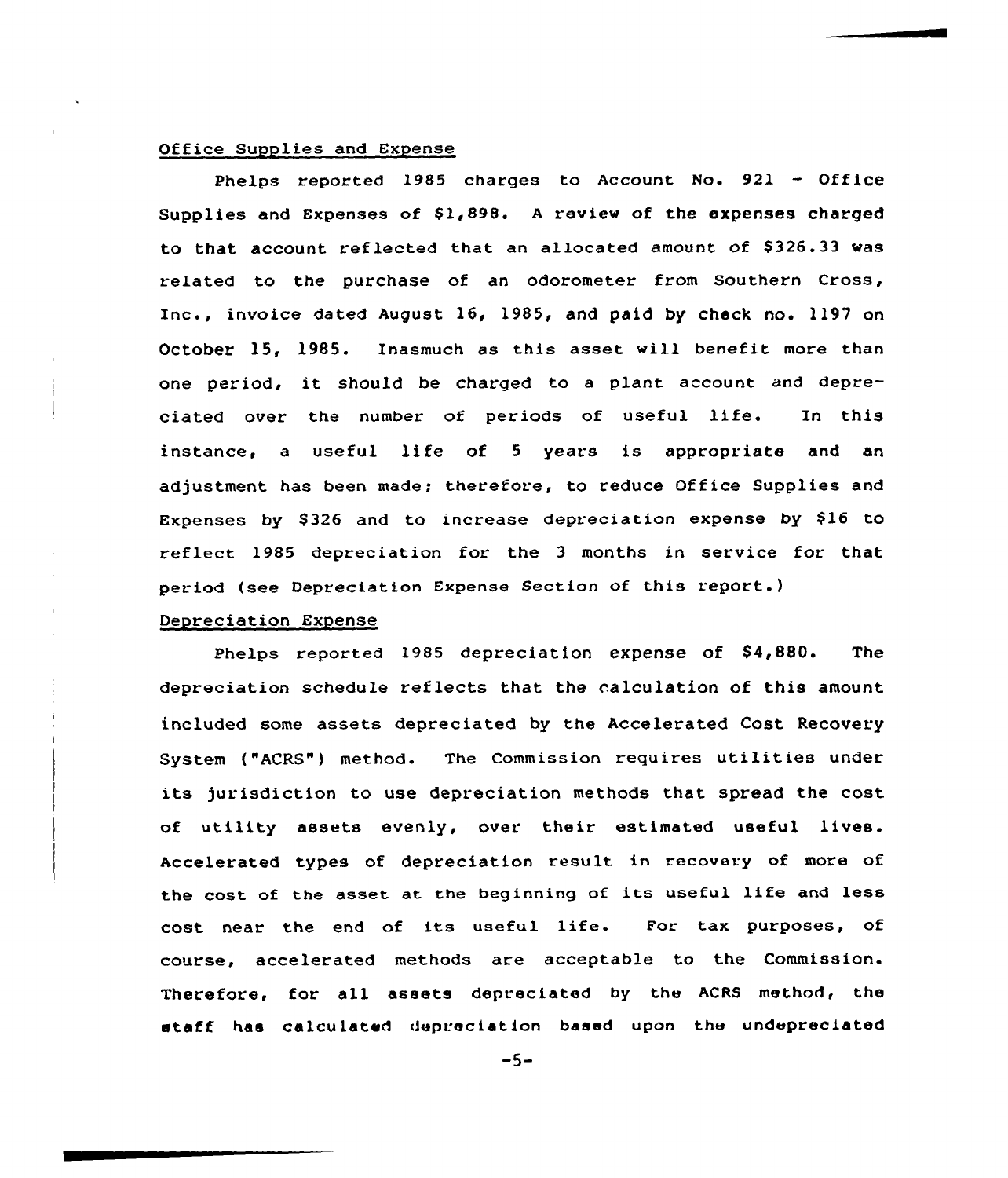Office Supplies and Expense

Phelps reported 1985 charges to Account No. 921 - Office Supplies and Expenses of $1,898. A review of the expenses charged to that account reflected that an allocated amount of $326.33 was related to the purchase of an odorometer from Southern Cross, Inc., invoice dated August 16, 1985, and paid by check no. 1197 on October 15, 1985. Inasmuch as this asset will benefit more than one period, it should be charged to a plant account and depreciated over the number of periods of useful life. In this instance, a useful life of 5 years is appropriate and an adjustment has been made; therefore, to reduce Office Supplies and Expenses by $326 and to increase depreciation expense by $16 to reflect 1985 depreciation for the 3 months in service for that period (see Depreciation Expense Section of this report.)

Depreciation Expense

Phelps reported 1985 depreciation expense of $4,880. The depreciation schedule reflects that the calculation of this amount included some assets depreciated by the Accelerated Cost Recovery System ("ACRS") method. The Commission requires utilities under its jurisdiction to use depreciation methods that spread the cost of utility assets evenly, over their estimated useful lives. Accelerated types of depreciation result in recovery of more of the cost of the asset at the beginning of its useful life and less cost near the end of its useful life. For tax purposes, of course, accelerated methods are acceptable to the Commission. Therefore, for all assets depreciated by the ACRS method, the staff has calculated depreciation based upon the undepreciated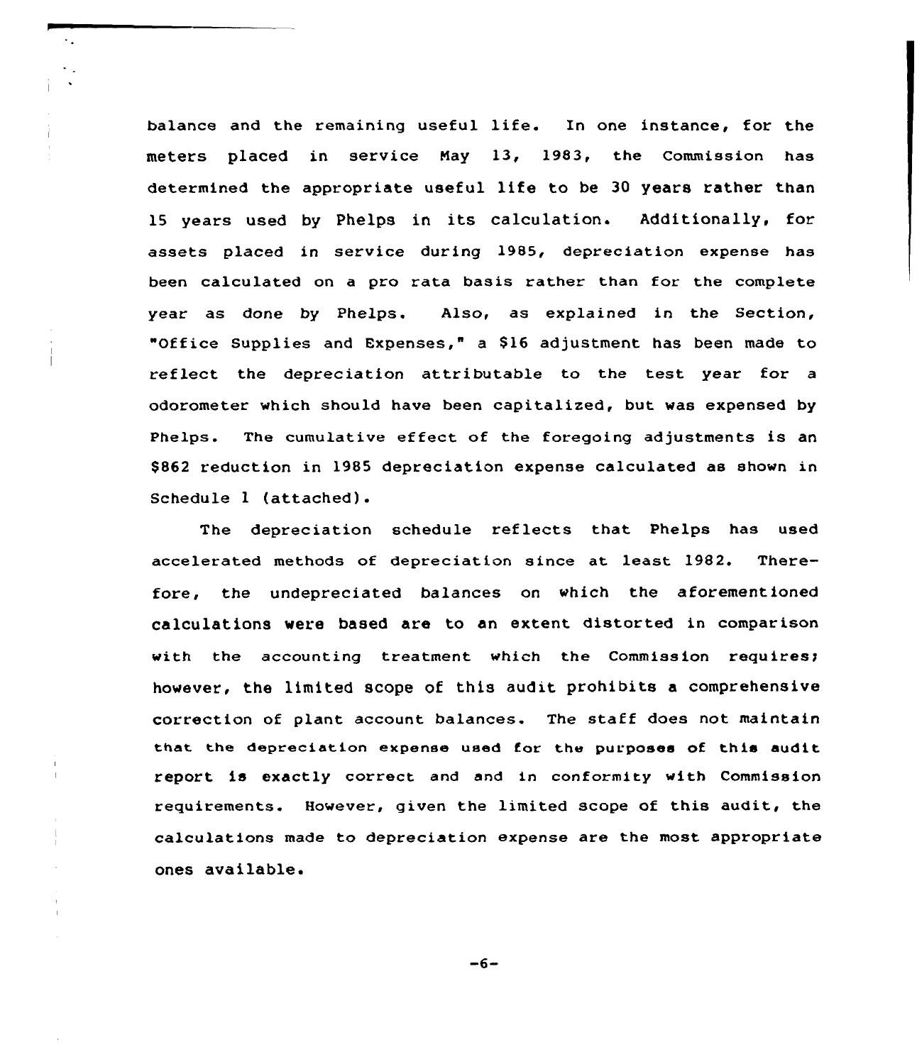balance and the remaining useful life. In one instance, for the meters placed in service May 13, 1983, the Commission has determined the appropriate useful life to be 30 years rather than 15 years used by Phelps in its calculation. Additionally, for assets placed in service during 1985, depreciation expense has been calculated on a pro rata basis rather than for the complete year as done by Phelps. Also, as explained in the Section, "Office Supplies and Expenses," a $16 adjustment has been made to reflect the depreciation attributable to the test year for a odorometer which should have been capitalized, but was expensed by Phelps. The cumulative effect of the foregoing adjustments is an $862 reduction in 1985 depreciation expense calculated as shown in Schedule 1 (attached).

The depreciation schedule reflects that Phelps has used accelerated methods of depreciation since at least 1982. Therefore, the undepreciated balances on which the aforementioned calculations were based are to an extent distorted in comparison with the accounting treatment which the Commission requires; however, the limited scope of this audit prohibits a comprehensive correction of plant account balances. The staff does not maintain that the depreciation expense used for the purposes of this audit report is exactly correct and and in conformity with Commission requirements. However, given the limited scope of this audit, the calculations made to depreciation expense are the most appropriate ones available.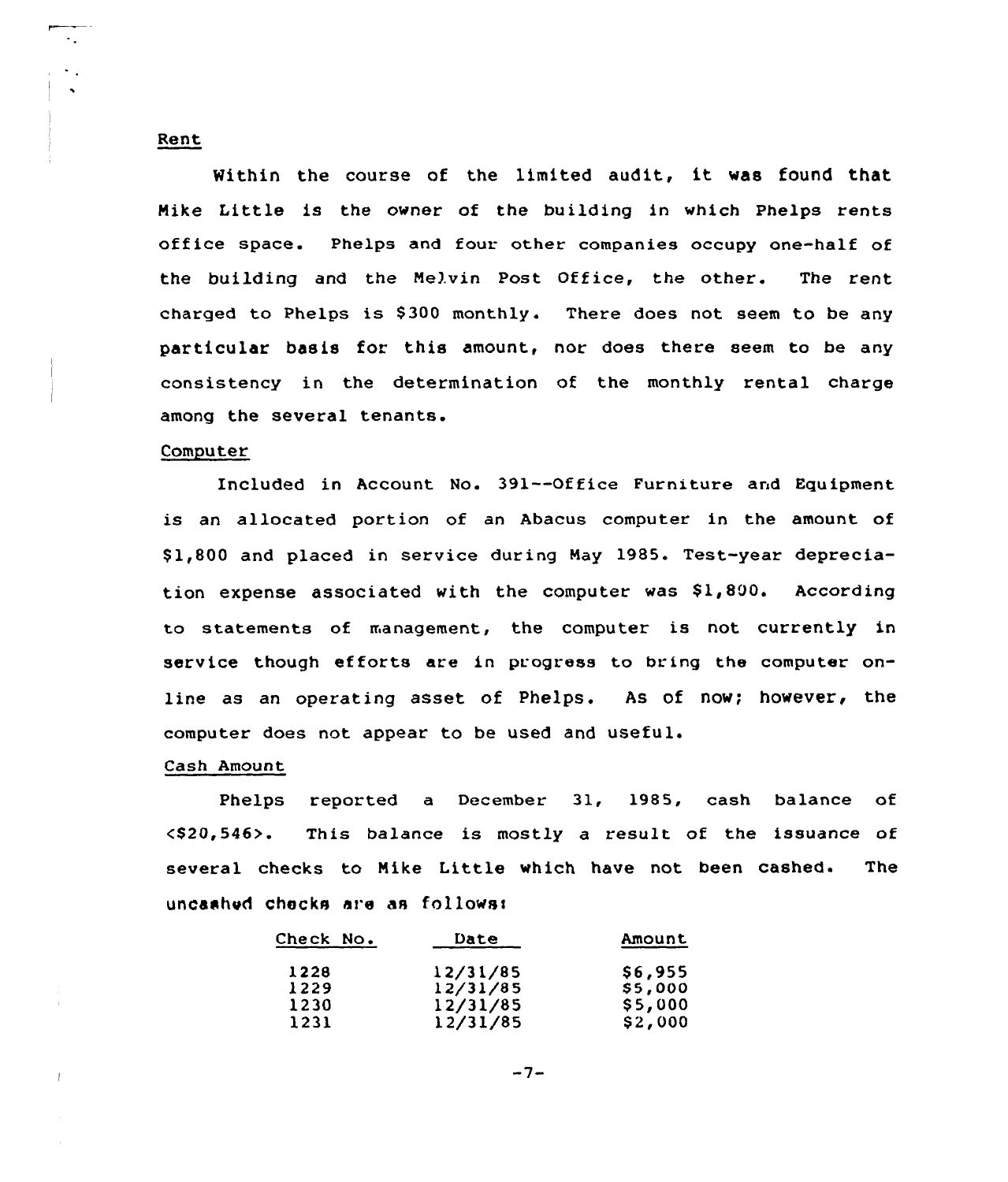Rent

Within the course of the limited audit, it was found that Mike Little is the owner of the building in which Phelps rents office space. Phelps and four other companies occupy one-half of the building and the Melvin Post Office, the other. The rent charged to Phelps is $300 monthly. There does not seem to be any particular basis for this amount, nor does there seem to be any consistency in the determination of the monthly rental charge among the several tenants.

Computer

Included in Account No. 391--Office Furniture and Equipment is an allocated portion of an Abacus computer in the amount of $1,800 and placed in service during May 1985. Test-year depreciation expense associated with the computer was $1,800. According to statements of management, the computer is not currently in service though efforts are in progress to bring the computer on-line as an operating asset of Phelps. As of now; however, the computer does not appear to be used and useful.

Cash Amount

Phelps reported a December 31, 1985, cash balance of <$20,546>. This balance is mostly a result of the issuance of several checks to Mike Little which have not been cashed. The uncashed checks are as follows:

| Check No. | Date | Amount |
|---|---|---|
| 1228 | 12/31/85 | $6,955 |
| 1229 | 12/31/85 | $5,000 |
| 1230 | 12/31/85 | $5,000 |
| 1231 | 12/31/85 | $2,000 |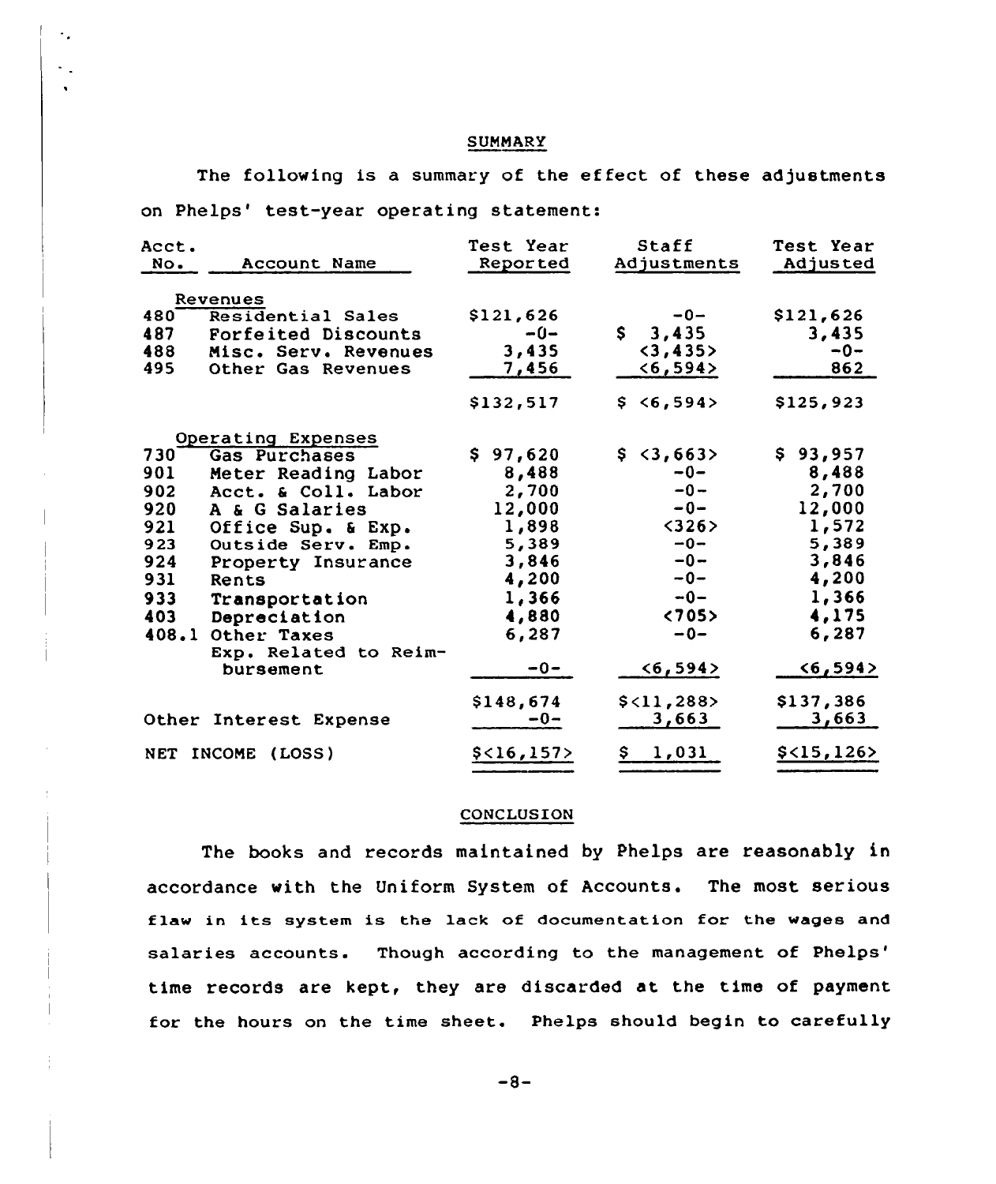## SUMMARY

The following is a summary of the effect of these adjustments on Phelps' test-year operating statement:

| Acct. No. | Account Name | Test Year Reported | Staff Adjustments | Test Year Adjusted |
|---|---|---|---|---|
| | Revenues | | | |
| 480 | Residential Sales | $121,626 | -0- | $121,626 |
| 487 | Forfeited Discounts | -0- | $ 3,435 | 3,435 |
| 488 | Misc. Serv. Revenues | 3,435 | <3,435> | -0- |
| 495 | Other Gas Revenues | 7,456 | <6,594> | 862 |
| | | $132,517 | $ <6,594> | $125,923 |
| | Operating Expenses | | | |
| 730 | Gas Purchases | $ 97,620 | $ <3,663> | $ 93,957 |
| 901 | Meter Reading Labor | 8,488 | -0- | 8,488 |
| 902 | Acct. & Coll. Labor | 2,700 | -0- | 2,700 |
| 920 | A & G Salaries | 12,000 | -0- | 12,000 |
| 921 | Office Sup. & Exp. | 1,898 | <326> | 1,572 |
| 923 | Outside Serv. Emp. | 5,389 | -0- | 5,389 |
| 924 | Property Insurance | 3,846 | -0- | 3,846 |
| 931 | Rents | 4,200 | -0- | 4,200 |
| 933 | Transportation | 1,366 | -0- | 1,366 |
| 403 | Depreciation | 4,880 | <705> | 4,175 |
| 408.1 | Other Taxes | 6,287 | -0- | 6,287 |
| | Exp. Related to Reimbursement | -0- | <6,594> | <6,594> |
| | | $148,674 | $<11,288> | $137,386 |
| | Other Interest Expense | -0- | 3,663 | 3,663 |
| | NET INCOME (LOSS) | $<16,157> | $ 1,031 | $<15,126> |

## CONCLUSION

The books and records maintained by Phelps are reasonably in accordance with the Uniform System of Accounts. The most serious flaw in its system is the lack of documentation for the wages and salaries accounts. Though according to the management of Phelps' time records are kept, they are discarded at the time of payment for the hours on the time sheet. Phelps should begin to carefully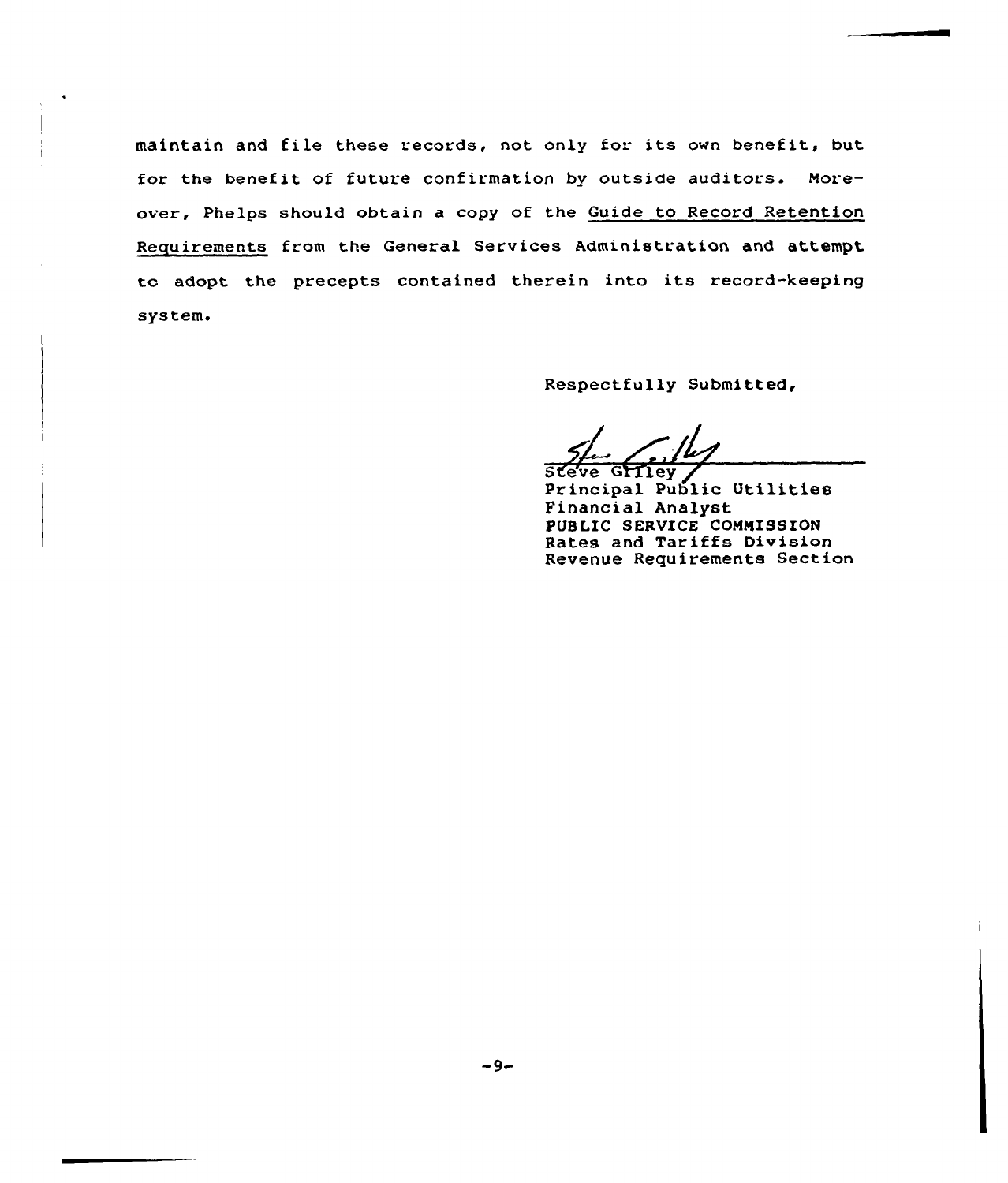maintain and file these records, not only for its own benefit, but for the benefit of future confirmation by outside auditors. Moreover, Phelps should obtain a copy of the Guide to Record Retention Requirements from the General Services Administration and attempt to adopt the precepts contained therein into its record-keeping system.

Respectfully Submitted,

Steve Gilley
Principal Public Utilities
Financial Analyst
PUBLIC SERVICE COMMISSION
Rates and Tariffs Division
Revenue Requirements Section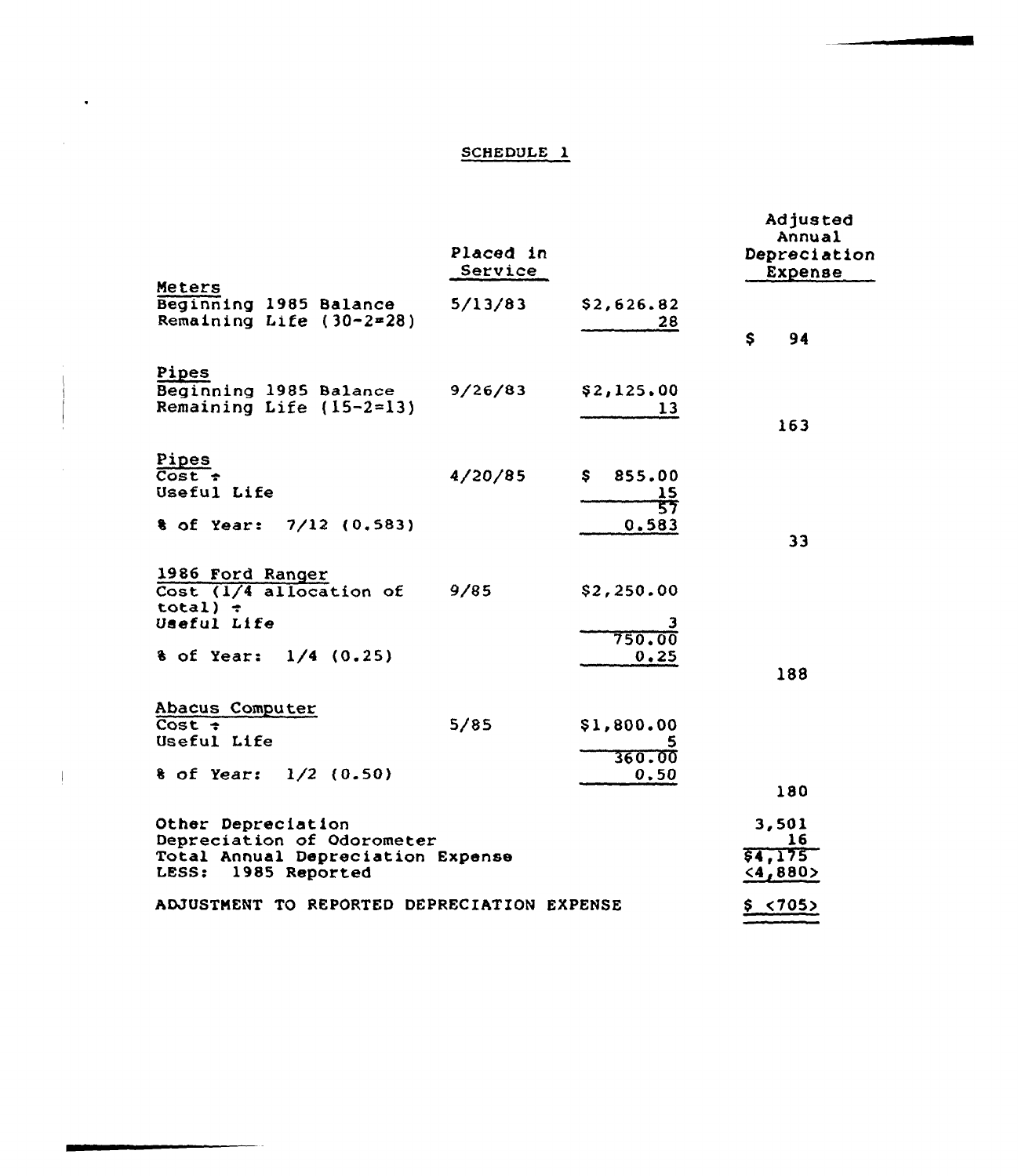SCHEDULE 1

| | Placed in Service | | Adjusted Annual Depreciation Expense |
|---|---|---|---|
| **Meters** | | | |
| Beginning 1985 Balance | 5/13/83 | $2,626.82 | |
| Remaining Life (30-2=28) | | 28 | $ 94 |
| **Pipes** | | | |
| Beginning 1985 Balance | 9/26/83 | $2,125.00 | |
| Remaining Life (15-2=13) | | 13 | 163 |
| **Pipes** | | | |
| Cost ÷ | 4/20/85 | $ 855.00 | |
| Useful Life | | 15 | |
| | | 57 | |
| % of Year: 7/12 (0.583) | | 0.583 | 33 |
| **1986 Ford Ranger** | | | |
| Cost (1/4 allocation of total) ÷ | 9/85 | $2,250.00 | |
| Useful Life | | 3 | |
| | | 750.00 | |
| % of Year: 1/4 (0.25) | | 0.25 | 188 |
| **Abacus Computer** | | | |
| Cost ÷ | 5/85 | $1,800.00 | |
| Useful Life | | 5 | |
| | | 360.00 | |
| % of Year: 1/2 (0.50) | | 0.50 | 180 |
| Other Depreciation | | | 3,501 |
| Depreciation of Odorometer | | | 16 |
| Total Annual Depreciation Expense | | | $4,175 |
| LESS: 1985 Reported | | | <4,880> |
| ADJUSTMENT TO REPORTED DEPRECIATION EXPENSE | | | $ <705> |